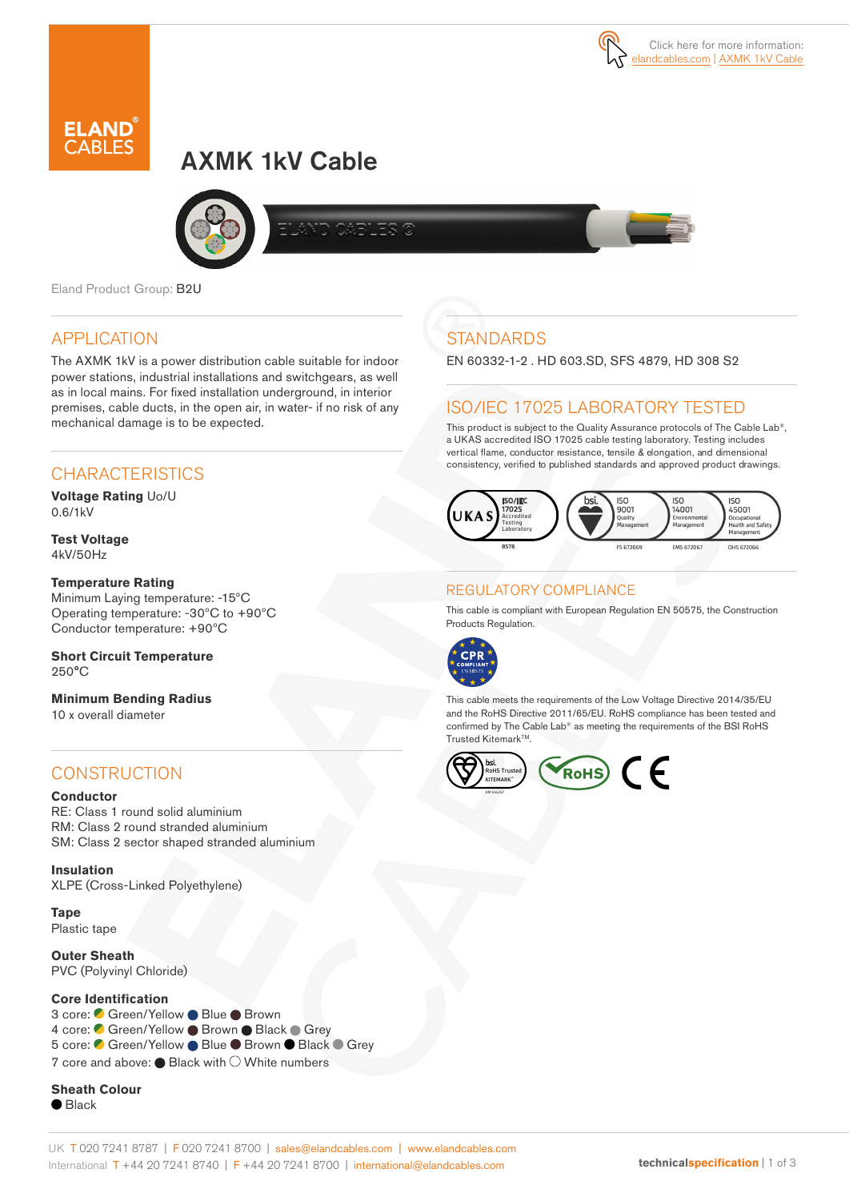Click here for more information: elandcables.com | AXMK 1kV Cable

# AXMK 1kV Cable

Eland Product Group: B2U

## APPLICATION

The AXMK 1kV is a power distribution cable suitable for indoor power stations, industrial installations and switchgears, as well as in local mains. For fixed installation underground, in interior premises, cable ducts, in the open air, in water- if no risk of any mechanical damage is to be expected.

## CHARACTERISTICS

**Voltage Rating** Uo/U
0.6/1kV

**Test Voltage**
4kV/50Hz

**Temperature Rating**
Minimum Laying temperature: -15°C
Operating temperature: -30°C to +90°C
Conductor temperature: +90°C

**Short Circuit Temperature**
250°C

**Minimum Bending Radius**
10 x overall diameter

## CONSTRUCTION

**Conductor**
RE: Class 1 round solid aluminium
RM: Class 2 round stranded aluminium
SM: Class 2 sector shaped stranded aluminium

**Insulation**
XLPE (Cross-Linked Polyethylene)

**Tape**
Plastic tape

**Outer Sheath**
PVC (Polyvinyl Chloride)

**Core Identification**
3 core: Green/Yellow, Blue, Brown
4 core: Green/Yellow, Brown, Black, Grey
5 core: Green/Yellow, Blue, Brown, Black, Grey
7 core and above: Black with White numbers

**Sheath Colour**
Black

## STANDARDS

EN 60332-1-2 . HD 603.SD, SFS 4879, HD 308 S2

## ISO/IEC 17025 LABORATORY TESTED

This product is subject to the Quality Assurance protocols of The Cable Lab®, a UKAS accredited ISO 17025 cable testing laboratory. Testing includes vertical flame, conductor resistance, tensile & elongation, and dimensional consistency, verified to published standards and approved product drawings.

UKAS ISO/IEC 17025 Accredited Testing Laboratory 8578 | bsi ISO 9001 Quality Management FS 672069 | ISO 14001 Environmental Management EMS 672067 | ISO 45001 Occupational Health and Safety Management OHS 672066

## REGULATORY COMPLIANCE

This cable is compliant with European Regulation EN 50575, the Construction Products Regulation.

CPR COMPLIANT EN 50575

This cable meets the requirements of the Low Voltage Directive 2014/35/EU and the RoHS Directive 2011/65/EU. RoHS compliance has been tested and confirmed by The Cable Lab® as meeting the requirements of the BSI RoHS Trusted Kitemark™.

bsi RoHS Trusted KITEMARK™ | RoHS | CE

UK T 020 7241 8787 | F 020 7241 8700 | sales@elandcables.com | www.elandcables.com
International T +44 20 7241 8740 | F +44 20 7241 8700 | international@elandcables.com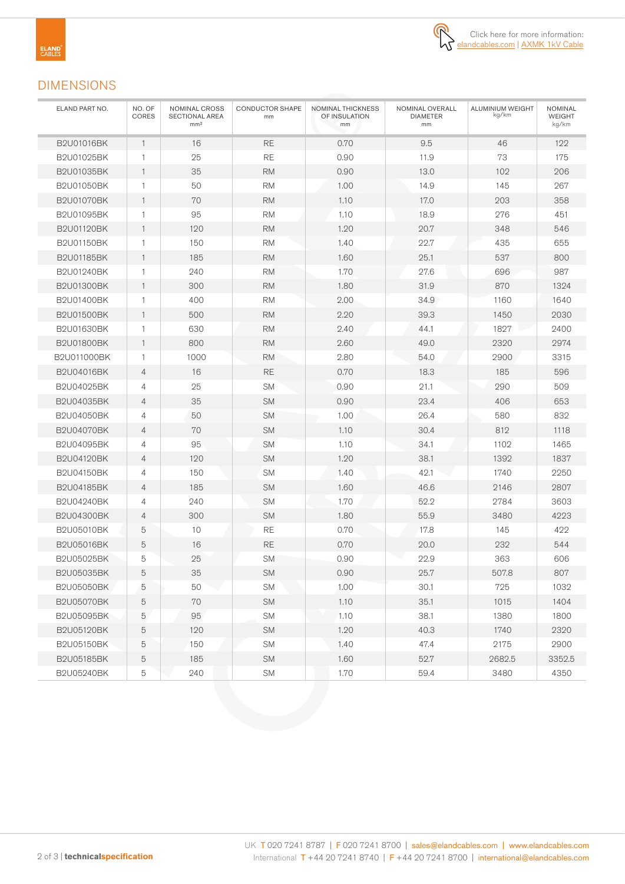Click here for more information: elandcables.com | AXMK 1kV Cable

## DIMENSIONS

| ELAND PART NO. | NO. OF CORES | NOMINAL CROSS SECTIONAL AREA mm² | CONDUCTOR SHAPE mm | NOMINAL THICKNESS OF INSULATION mm | NOMINAL OVERALL DIAMETER mm | ALUMINIUM WEIGHT kg/km | NOMINAL WEIGHT kg/km |
|---|---|---|---|---|---|---|---|
| B2U01016BK | 1 | 16 | RE | 0.70 | 9.5 | 46 | 122 |
| B2U01025BK | 1 | 25 | RE | 0.90 | 11.9 | 73 | 175 |
| B2U01035BK | 1 | 35 | RM | 0.90 | 13.0 | 102 | 206 |
| B2U01050BK | 1 | 50 | RM | 1.00 | 14.9 | 145 | 267 |
| B2U01070BK | 1 | 70 | RM | 1.10 | 17.0 | 203 | 358 |
| B2U01095BK | 1 | 95 | RM | 1.10 | 18.9 | 276 | 451 |
| B2U01120BK | 1 | 120 | RM | 1.20 | 20.7 | 348 | 546 |
| B2U01150BK | 1 | 150 | RM | 1.40 | 22.7 | 435 | 655 |
| B2U01185BK | 1 | 185 | RM | 1.60 | 25.1 | 537 | 800 |
| B2U01240BK | 1 | 240 | RM | 1.70 | 27.6 | 696 | 987 |
| B2U01300BK | 1 | 300 | RM | 1.80 | 31.9 | 870 | 1324 |
| B2U01400BK | 1 | 400 | RM | 2.00 | 34.9 | 1160 | 1640 |
| B2U01500BK | 1 | 500 | RM | 2.20 | 39.3 | 1450 | 2030 |
| B2U01630BK | 1 | 630 | RM | 2.40 | 44.1 | 1827 | 2400 |
| B2U01800BK | 1 | 800 | RM | 2.60 | 49.0 | 2320 | 2974 |
| B2U011000BK | 1 | 1000 | RM | 2.80 | 54.0 | 2900 | 3315 |
| B2U04016BK | 4 | 16 | RE | 0.70 | 18.3 | 185 | 596 |
| B2U04025BK | 4 | 25 | SM | 0.90 | 21.1 | 290 | 509 |
| B2U04035BK | 4 | 35 | SM | 0.90 | 23.4 | 406 | 653 |
| B2U04050BK | 4 | 50 | SM | 1.00 | 26.4 | 580 | 832 |
| B2U04070BK | 4 | 70 | SM | 1.10 | 30.4 | 812 | 1118 |
| B2U04095BK | 4 | 95 | SM | 1.10 | 34.1 | 1102 | 1465 |
| B2U04120BK | 4 | 120 | SM | 1.20 | 38.1 | 1392 | 1837 |
| B2U04150BK | 4 | 150 | SM | 1.40 | 42.1 | 1740 | 2250 |
| B2U04185BK | 4 | 185 | SM | 1.60 | 46.6 | 2146 | 2807 |
| B2U04240BK | 4 | 240 | SM | 1.70 | 52.2 | 2784 | 3603 |
| B2U04300BK | 4 | 300 | SM | 1.80 | 55.9 | 3480 | 4223 |
| B2U05010BK | 5 | 10 | RE | 0.70 | 17.8 | 145 | 422 |
| B2U05016BK | 5 | 16 | RE | 0.70 | 20.0 | 232 | 544 |
| B2U05025BK | 5 | 25 | SM | 0.90 | 22.9 | 363 | 606 |
| B2U05035BK | 5 | 35 | SM | 0.90 | 25.7 | 507.8 | 807 |
| B2U05050BK | 5 | 50 | SM | 1.00 | 30.1 | 725 | 1032 |
| B2U05070BK | 5 | 70 | SM | 1.10 | 35.1 | 1015 | 1404 |
| B2U05095BK | 5 | 95 | SM | 1.10 | 38.1 | 1380 | 1800 |
| B2U05120BK | 5 | 120 | SM | 1.20 | 40.3 | 1740 | 2320 |
| B2U05150BK | 5 | 150 | SM | 1.40 | 47.4 | 2175 | 2900 |
| B2U05185BK | 5 | 185 | SM | 1.60 | 52.7 | 2682.5 | 3352.5 |
| B2U05240BK | 5 | 240 | SM | 1.70 | 59.4 | 3480 | 4350 |

UK T 020 7241 8787 | F 020 7241 8700 | sales@elandcables.com | www.elandcables.com
International T +44 20 7241 8740 | F +44 20 7241 8700 | international@elandcables.com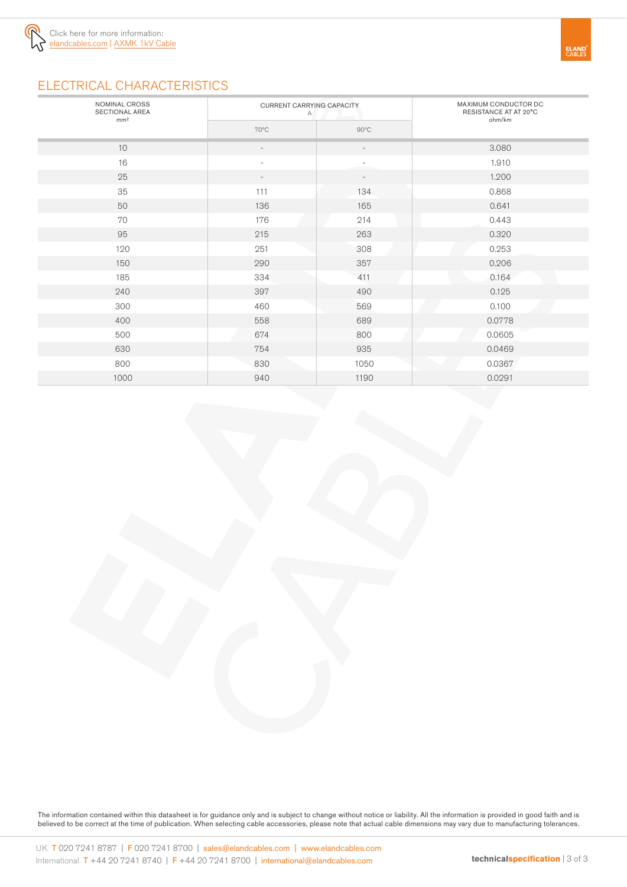Click here for more information:
elandcables.com | AXMK 1kV Cable

## ELECTRICAL CHARACTERISTICS

| NOMINAL CROSS SECTIONAL AREA mm² | CURRENT CARRYING CAPACITY A | | MAXIMUM CONDUCTOR DC RESISTANCE AT AT 20°C ohm/km |
|---|---|---|---|
| | 70°C | 90°C | |
| 10 | - | - | 3.080 |
| 16 | - | - | 1.910 |
| 25 | - | - | 1.200 |
| 35 | 111 | 134 | 0.868 |
| 50 | 136 | 165 | 0.641 |
| 70 | 176 | 214 | 0.443 |
| 95 | 215 | 263 | 0.320 |
| 120 | 251 | 308 | 0.253 |
| 150 | 290 | 357 | 0.206 |
| 185 | 334 | 411 | 0.164 |
| 240 | 397 | 490 | 0.125 |
| 300 | 460 | 569 | 0.100 |
| 400 | 558 | 689 | 0.0778 |
| 500 | 674 | 800 | 0.0605 |
| 630 | 754 | 935 | 0.0469 |
| 800 | 830 | 1050 | 0.0367 |
| 1000 | 940 | 1190 | 0.0291 |

The information contained within this datasheet is for guidance only and is subject to change without notice or liability. All the information is provided in good faith and is believed to be correct at the time of publication. When selecting cable accessories, please note that actual cable dimensions may vary due to manufacturing tolerances.

UK T 020 7241 8787 | F 020 7241 8700 | sales@elandcables.com | www.elandcables.com
International T +44 20 7241 8740 | F +44 20 7241 8700 | international@elandcables.com